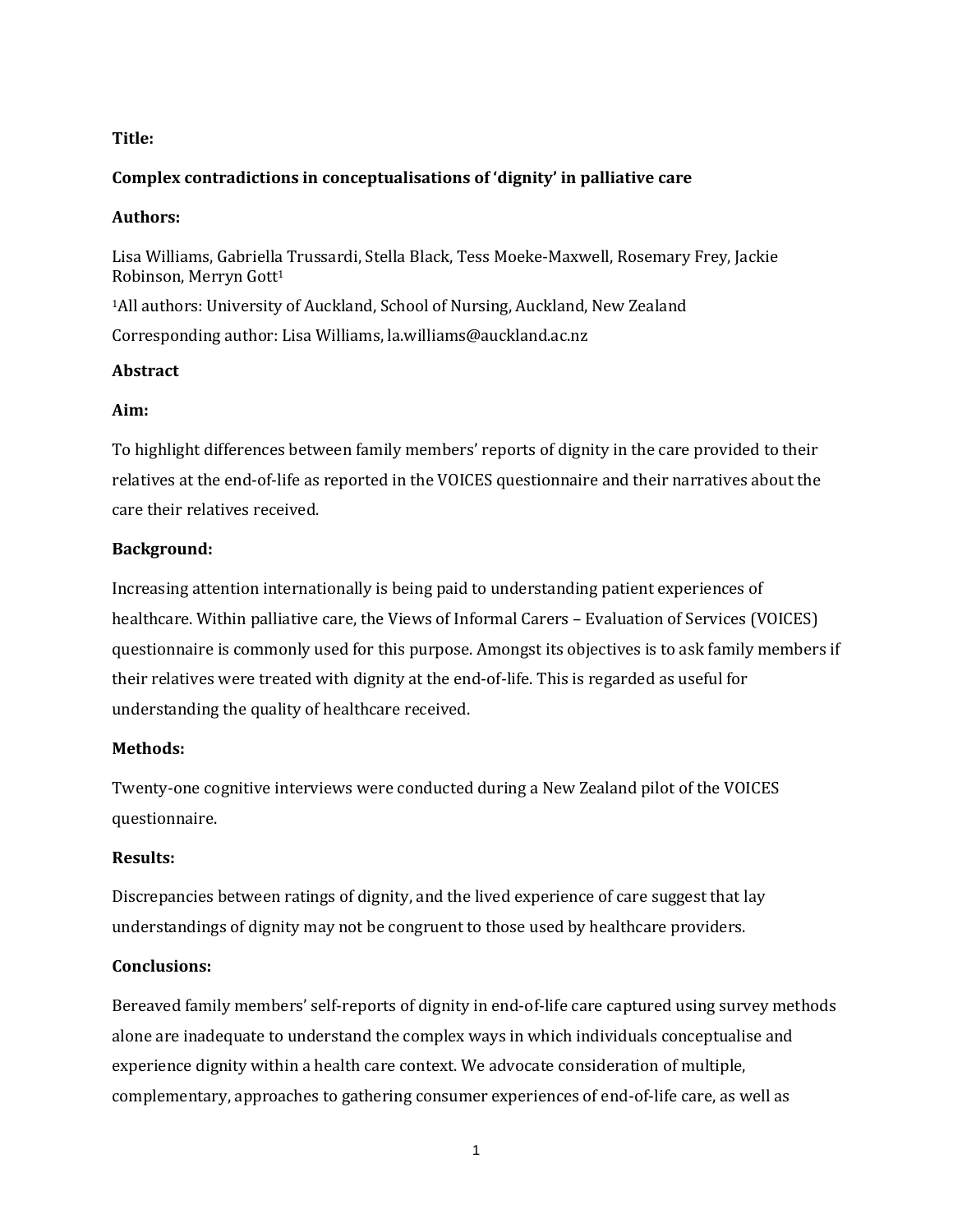**Title:**

# Complex contradictions in conceptualisations of 'dignity' in palliative care

**Authors:**

Lisa Williams, Gabriella Trussardi, Stella Black, Tess Moeke-Maxwell, Rosemary Frey, Jackie Robinson, Merryn Gott[1]

[1]All authors: University of Auckland, School of Nursing, Auckland, New Zealand

Corresponding author: Lisa Williams, la.williams@auckland.ac.nz

## Abstract

**Aim:**

To highlight differences between family members' reports of dignity in the care provided to their relatives at the end-of-life as reported in the VOICES questionnaire and their narratives about the care their relatives received.

**Background:**

Increasing attention internationally is being paid to understanding patient experiences of healthcare. Within palliative care, the Views of Informal Carers – Evaluation of Services (VOICES) questionnaire is commonly used for this purpose. Amongst its objectives is to ask family members if their relatives were treated with dignity at the end-of-life. This is regarded as useful for understanding the quality of healthcare received.

**Methods:**

Twenty-one cognitive interviews were conducted during a New Zealand pilot of the VOICES questionnaire.

**Results:**

Discrepancies between ratings of dignity, and the lived experience of care suggest that lay understandings of dignity may not be congruent to those used by healthcare providers.

**Conclusions:**

Bereaved family members' self-reports of dignity in end-of-life care captured using survey methods alone are inadequate to understand the complex ways in which individuals conceptualise and experience dignity within a health care context. We advocate consideration of multiple, complementary, approaches to gathering consumer experiences of end-of-life care, as well as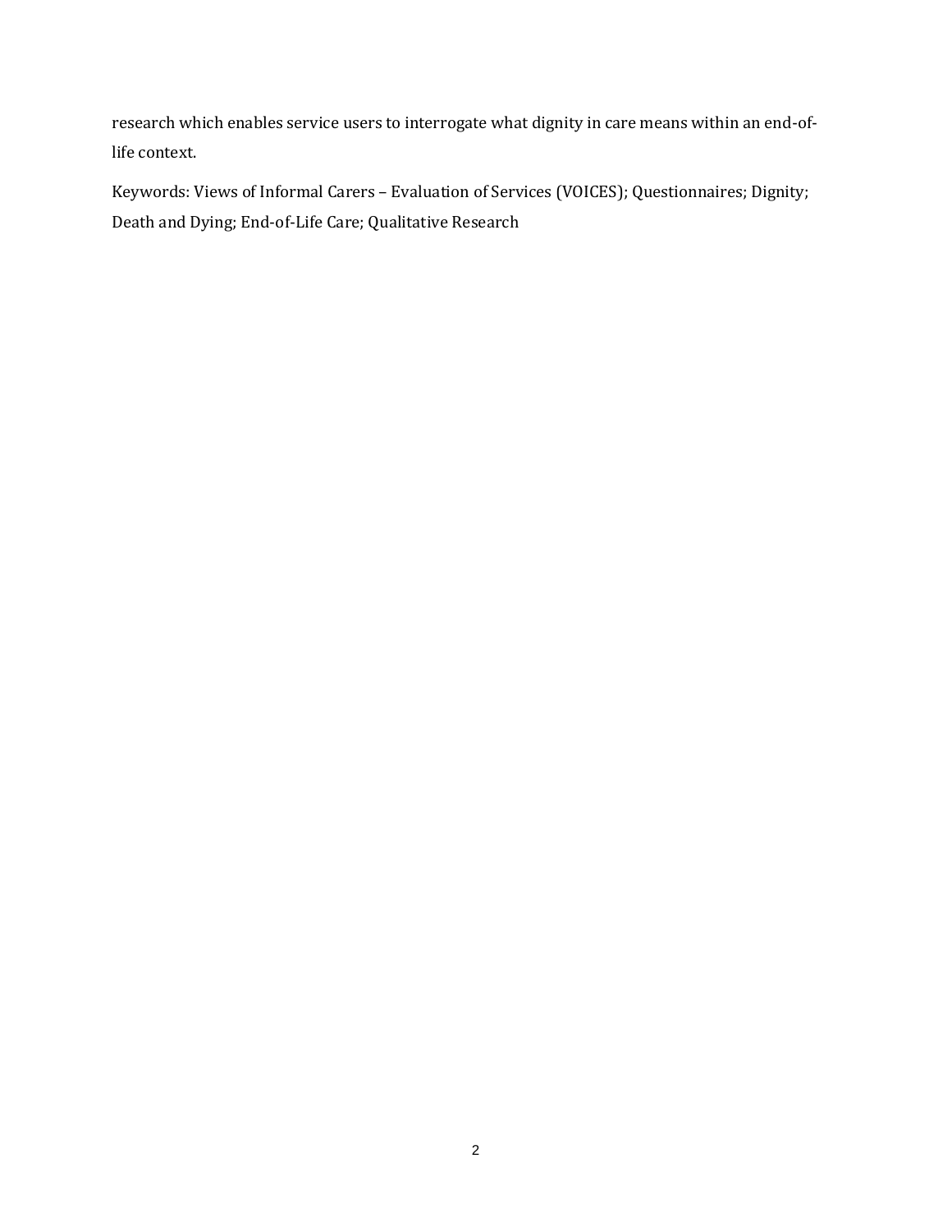research which enables service users to interrogate what dignity in care means within an end-of-life context.

Keywords: Views of Informal Carers – Evaluation of Services (VOICES); Questionnaires; Dignity; Death and Dying; End-of-Life Care; Qualitative Research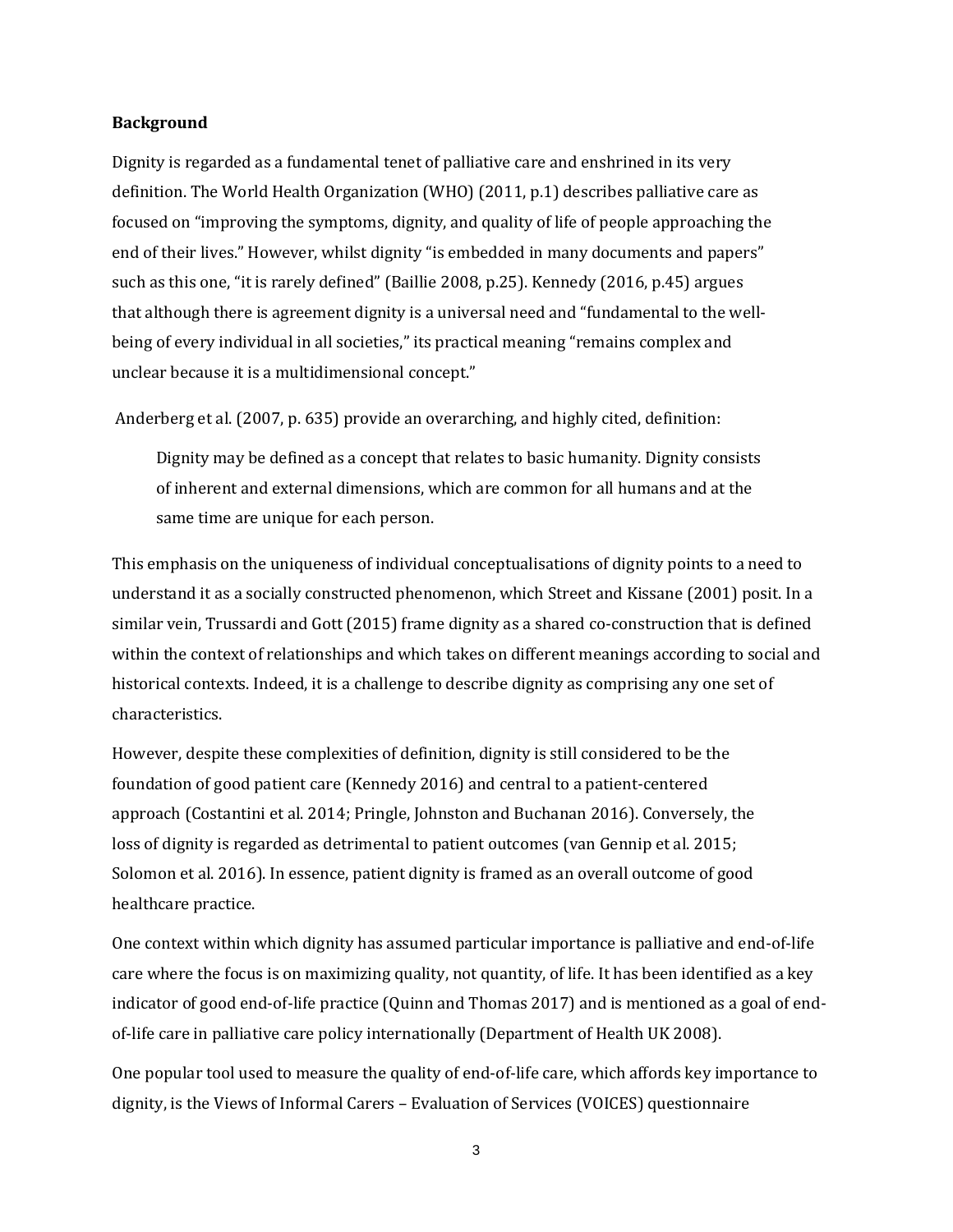**Background**

Dignity is regarded as a fundamental tenet of palliative care and enshrined in its very definition. The World Health Organization (WHO) (2011, p.1) describes palliative care as focused on "improving the symptoms, dignity, and quality of life of people approaching the end of their lives." However, whilst dignity "is embedded in many documents and papers" such as this one, "it is rarely defined" (Baillie 2008, p.25). Kennedy (2016, p.45) argues that although there is agreement dignity is a universal need and "fundamental to the well-being of every individual in all societies," its practical meaning "remains complex and unclear because it is a multidimensional concept."

Anderberg et al. (2007, p. 635) provide an overarching, and highly cited, definition:

> Dignity may be defined as a concept that relates to basic humanity. Dignity consists of inherent and external dimensions, which are common for all humans and at the same time are unique for each person.

This emphasis on the uniqueness of individual conceptualisations of dignity points to a need to understand it as a socially constructed phenomenon, which Street and Kissane (2001) posit. In a similar vein, Trussardi and Gott (2015) frame dignity as a shared co-construction that is defined within the context of relationships and which takes on different meanings according to social and historical contexts. Indeed, it is a challenge to describe dignity as comprising any one set of characteristics.

However, despite these complexities of definition, dignity is still considered to be the foundation of good patient care (Kennedy 2016) and central to a patient-centered approach (Costantini et al. 2014; Pringle, Johnston and Buchanan 2016). Conversely, the loss of dignity is regarded as detrimental to patient outcomes (van Gennip et al. 2015; Solomon et al. 2016). In essence, patient dignity is framed as an overall outcome of good healthcare practice.

One context within which dignity has assumed particular importance is palliative and end-of-life care where the focus is on maximizing quality, not quantity, of life. It has been identified as a key indicator of good end-of-life practice (Quinn and Thomas 2017) and is mentioned as a goal of end-of-life care in palliative care policy internationally (Department of Health UK 2008).

One popular tool used to measure the quality of end-of-life care, which affords key importance to dignity, is the Views of Informal Carers – Evaluation of Services (VOICES) questionnaire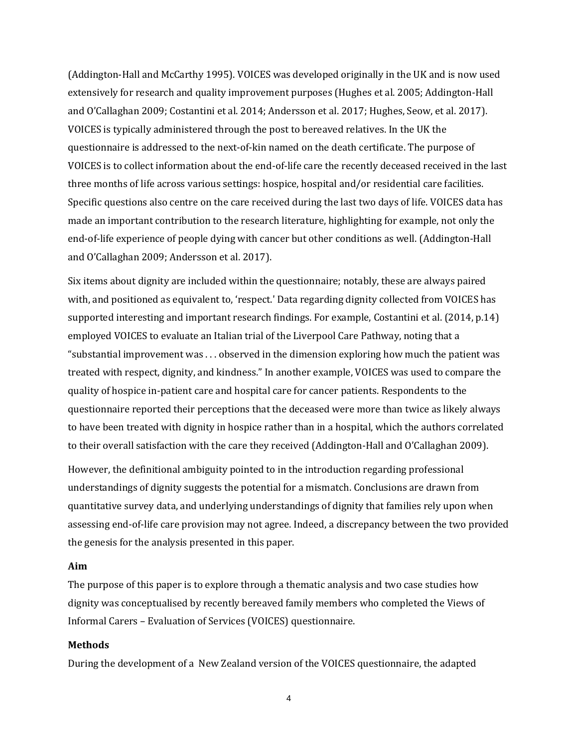(Addington-Hall and McCarthy 1995). VOICES was developed originally in the UK and is now used extensively for research and quality improvement purposes (Hughes et al. 2005; Addington-Hall and O'Callaghan 2009; Costantini et al. 2014; Andersson et al. 2017; Hughes, Seow, et al. 2017). VOICES is typically administered through the post to bereaved relatives. In the UK the questionnaire is addressed to the next-of-kin named on the death certificate. The purpose of VOICES is to collect information about the end-of-life care the recently deceased received in the last three months of life across various settings: hospice, hospital and/or residential care facilities. Specific questions also centre on the care received during the last two days of life. VOICES data has made an important contribution to the research literature, highlighting for example, not only the end-of-life experience of people dying with cancer but other conditions as well. (Addington-Hall and O'Callaghan 2009; Andersson et al. 2017).

Six items about dignity are included within the questionnaire; notably, these are always paired with, and positioned as equivalent to, 'respect.' Data regarding dignity collected from VOICES has supported interesting and important research findings. For example, Costantini et al. (2014, p.14) employed VOICES to evaluate an Italian trial of the Liverpool Care Pathway, noting that a "substantial improvement was . . . observed in the dimension exploring how much the patient was treated with respect, dignity, and kindness." In another example, VOICES was used to compare the quality of hospice in-patient care and hospital care for cancer patients. Respondents to the questionnaire reported their perceptions that the deceased were more than twice as likely always to have been treated with dignity in hospice rather than in a hospital, which the authors correlated to their overall satisfaction with the care they received (Addington-Hall and O'Callaghan 2009).

However, the definitional ambiguity pointed to in the introduction regarding professional understandings of dignity suggests the potential for a mismatch. Conclusions are drawn from quantitative survey data, and underlying understandings of dignity that families rely upon when assessing end-of-life care provision may not agree. Indeed, a discrepancy between the two provided the genesis for the analysis presented in this paper.

**Aim**

The purpose of this paper is to explore through a thematic analysis and two case studies how dignity was conceptualised by recently bereaved family members who completed the Views of Informal Carers – Evaluation of Services (VOICES) questionnaire.

**Methods**

During the development of a New Zealand version of the VOICES questionnaire, the adapted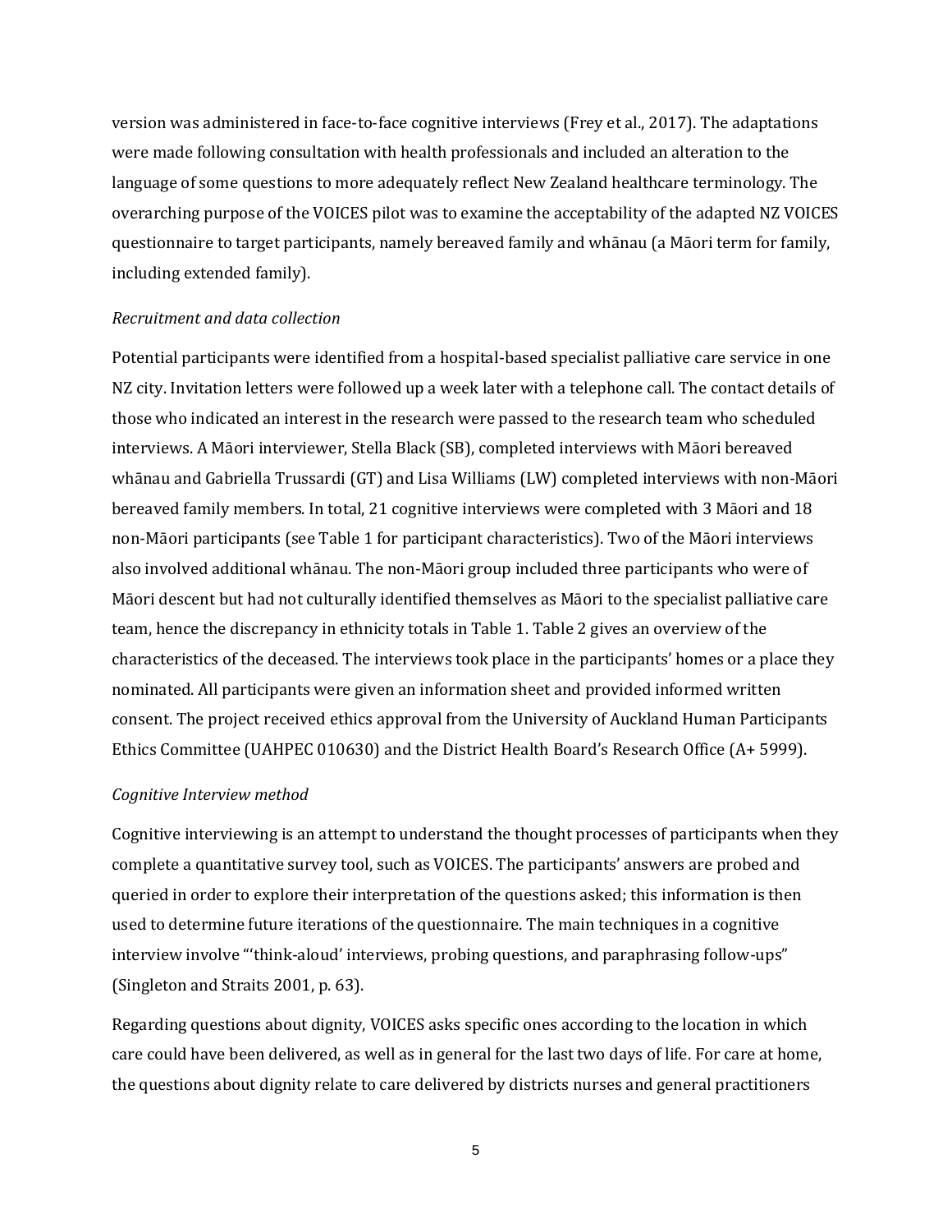version was administered in face-to-face cognitive interviews (Frey et al., 2017). The adaptations were made following consultation with health professionals and included an alteration to the language of some questions to more adequately reflect New Zealand healthcare terminology. The overarching purpose of the VOICES pilot was to examine the acceptability of the adapted NZ VOICES questionnaire to target participants, namely bereaved family and whānau (a Māori term for family, including extended family).

*Recruitment and data collection*

Potential participants were identified from a hospital-based specialist palliative care service in one NZ city. Invitation letters were followed up a week later with a telephone call. The contact details of those who indicated an interest in the research were passed to the research team who scheduled interviews. A Māori interviewer, Stella Black (SB), completed interviews with Māori bereaved whānau and Gabriella Trussardi (GT) and Lisa Williams (LW) completed interviews with non-Māori bereaved family members. In total, 21 cognitive interviews were completed with 3 Māori and 18 non-Māori participants (see Table 1 for participant characteristics). Two of the Māori interviews also involved additional whānau. The non-Māori group included three participants who were of Māori descent but had not culturally identified themselves as Māori to the specialist palliative care team, hence the discrepancy in ethnicity totals in Table 1. Table 2 gives an overview of the characteristics of the deceased. The interviews took place in the participants' homes or a place they nominated. All participants were given an information sheet and provided informed written consent. The project received ethics approval from the University of Auckland Human Participants Ethics Committee (UAHPEC 010630) and the District Health Board's Research Office (A+ 5999).

*Cognitive Interview method*

Cognitive interviewing is an attempt to understand the thought processes of participants when they complete a quantitative survey tool, such as VOICES. The participants' answers are probed and queried in order to explore their interpretation of the questions asked; this information is then used to determine future iterations of the questionnaire. The main techniques in a cognitive interview involve "'think-aloud' interviews, probing questions, and paraphrasing follow-ups" (Singleton and Straits 2001, p. 63).

Regarding questions about dignity, VOICES asks specific ones according to the location in which care could have been delivered, as well as in general for the last two days of life. For care at home, the questions about dignity relate to care delivered by districts nurses and general practitioners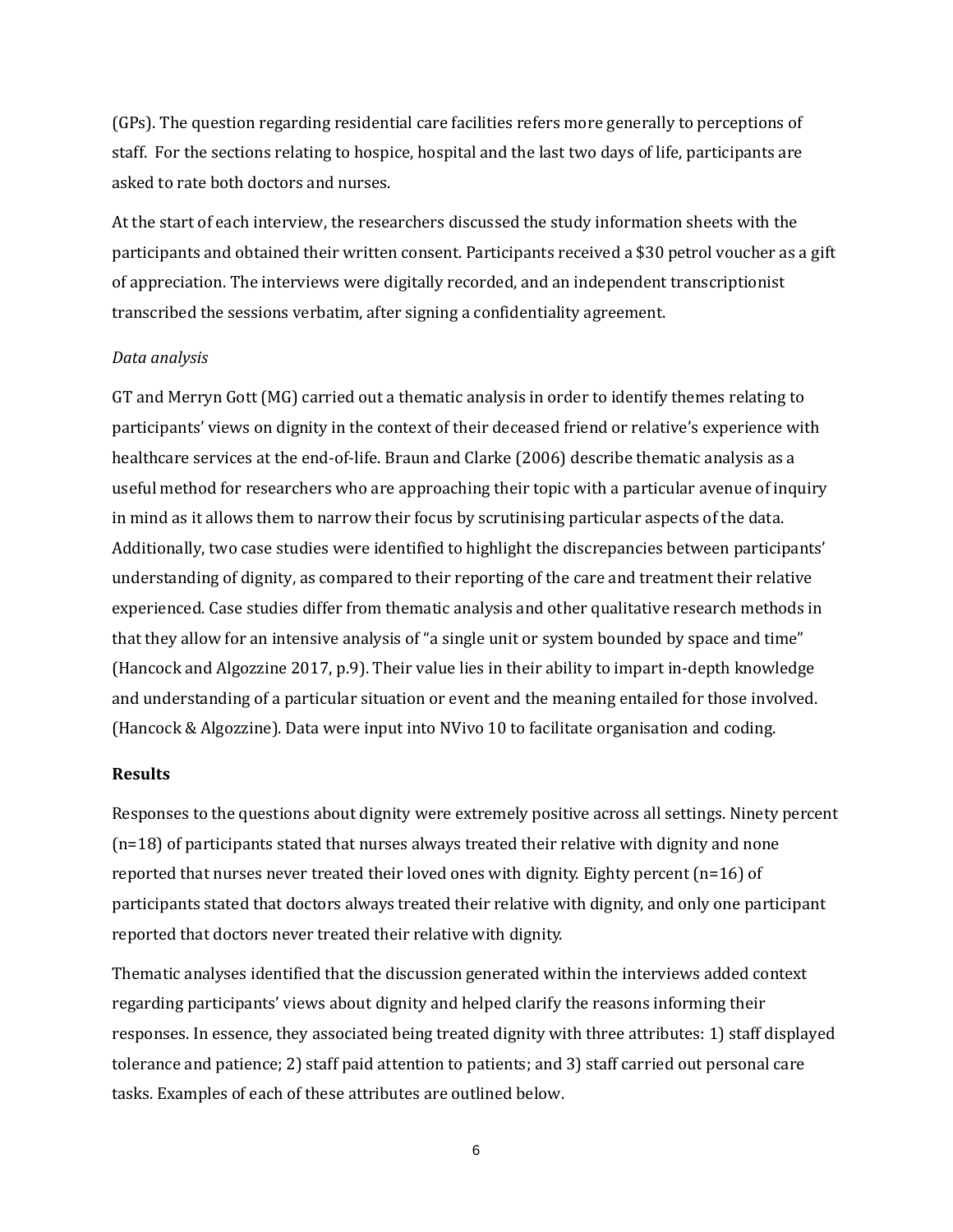(GPs). The question regarding residential care facilities refers more generally to perceptions of staff. For the sections relating to hospice, hospital and the last two days of life, participants are asked to rate both doctors and nurses.

At the start of each interview, the researchers discussed the study information sheets with the participants and obtained their written consent. Participants received a $30 petrol voucher as a gift of appreciation. The interviews were digitally recorded, and an independent transcriptionist transcribed the sessions verbatim, after signing a confidentiality agreement.

*Data analysis*

GT and Merryn Gott (MG) carried out a thematic analysis in order to identify themes relating to participants' views on dignity in the context of their deceased friend or relative's experience with healthcare services at the end-of-life. Braun and Clarke (2006) describe thematic analysis as a useful method for researchers who are approaching their topic with a particular avenue of inquiry in mind as it allows them to narrow their focus by scrutinising particular aspects of the data. Additionally, two case studies were identified to highlight the discrepancies between participants' understanding of dignity, as compared to their reporting of the care and treatment their relative experienced. Case studies differ from thematic analysis and other qualitative research methods in that they allow for an intensive analysis of "a single unit or system bounded by space and time" (Hancock and Algozzine 2017, p.9). Their value lies in their ability to impart in-depth knowledge and understanding of a particular situation or event and the meaning entailed for those involved. (Hancock & Algozzine). Data were input into NVivo 10 to facilitate organisation and coding.

**Results**

Responses to the questions about dignity were extremely positive across all settings. Ninety percent (n=18) of participants stated that nurses always treated their relative with dignity and none reported that nurses never treated their loved ones with dignity. Eighty percent (n=16) of participants stated that doctors always treated their relative with dignity, and only one participant reported that doctors never treated their relative with dignity.

Thematic analyses identified that the discussion generated within the interviews added context regarding participants' views about dignity and helped clarify the reasons informing their responses. In essence, they associated being treated dignity with three attributes: 1) staff displayed tolerance and patience; 2) staff paid attention to patients; and 3) staff carried out personal care tasks. Examples of each of these attributes are outlined below.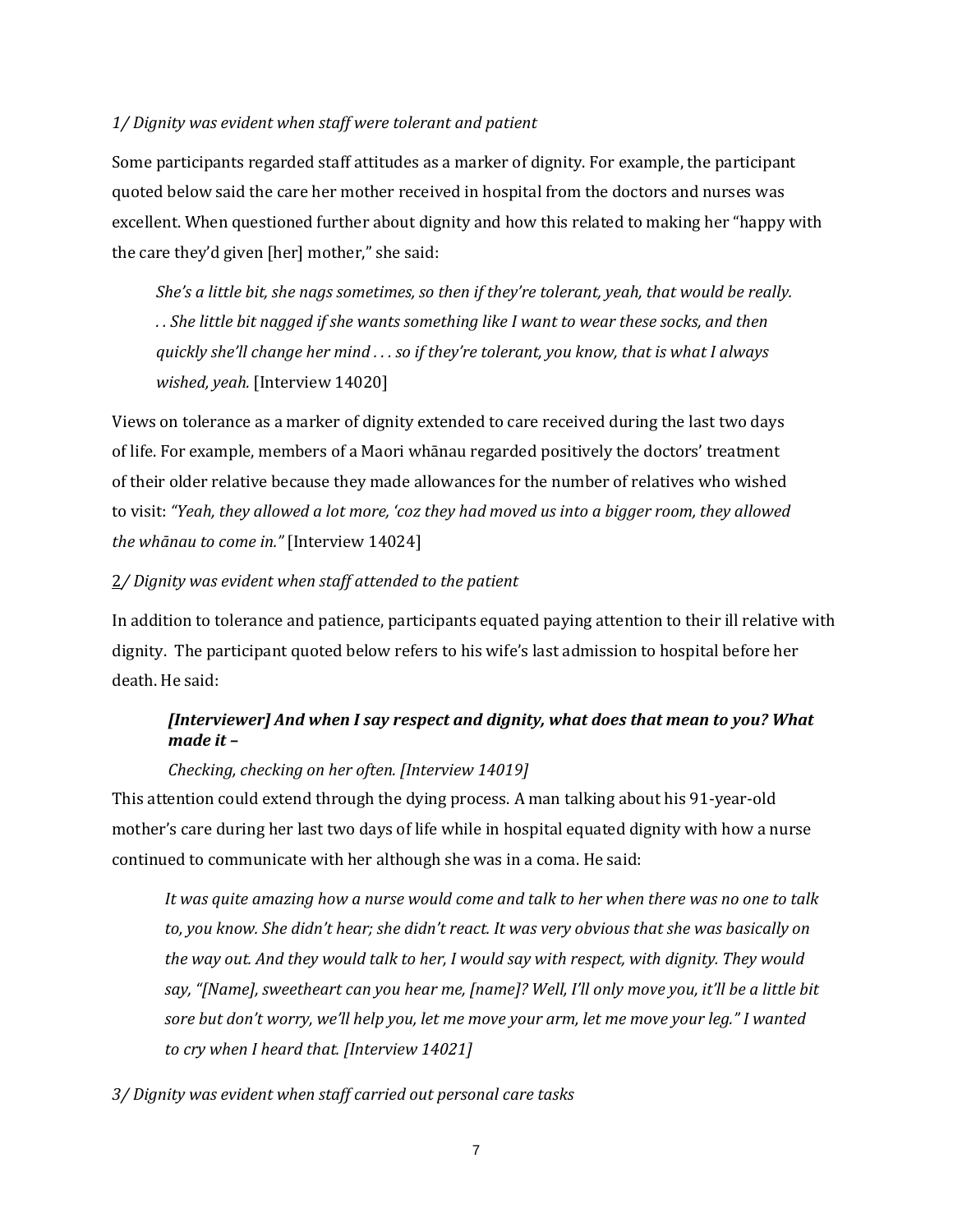*1/ Dignity was evident when staff were tolerant and patient*

Some participants regarded staff attitudes as a marker of dignity. For example, the participant quoted below said the care her mother received in hospital from the doctors and nurses was excellent. When questioned further about dignity and how this related to making her "happy with the care they'd given [her] mother," she said:

> *She's a little bit, she nags sometimes, so then if they're tolerant, yeah, that would be really. . . She little bit nagged if she wants something like I want to wear these socks, and then quickly she'll change her mind . . . so if they're tolerant, you know, that is what I always wished, yeah.* [Interview 14020]

Views on tolerance as a marker of dignity extended to care received during the last two days of life. For example, members of a Maori whānau regarded positively the doctors' treatment of their older relative because they made allowances for the number of relatives who wished to visit: *"Yeah, they allowed a lot more, 'coz they had moved us into a bigger room, they allowed the whānau to come in."* [Interview 14024]

2*/ Dignity was evident when staff attended to the patient*

In addition to tolerance and patience, participants equated paying attention to their ill relative with dignity. The participant quoted below refers to his wife's last admission to hospital before her death. He said:

> ***[Interviewer] And when I say respect and dignity, what does that mean to you? What made it –***
>
> *Checking, checking on her often. [Interview 14019]*

This attention could extend through the dying process. A man talking about his 91-year-old mother's care during her last two days of life while in hospital equated dignity with how a nurse continued to communicate with her although she was in a coma. He said:

> *It was quite amazing how a nurse would come and talk to her when there was no one to talk to, you know. She didn't hear; she didn't react. It was very obvious that she was basically on the way out. And they would talk to her, I would say with respect, with dignity. They would say, "[Name], sweetheart can you hear me, [name]? Well, I'll only move you, it'll be a little bit sore but don't worry, we'll help you, let me move your arm, let me move your leg." I wanted to cry when I heard that. [Interview 14021]*

*3/ Dignity was evident when staff carried out personal care tasks*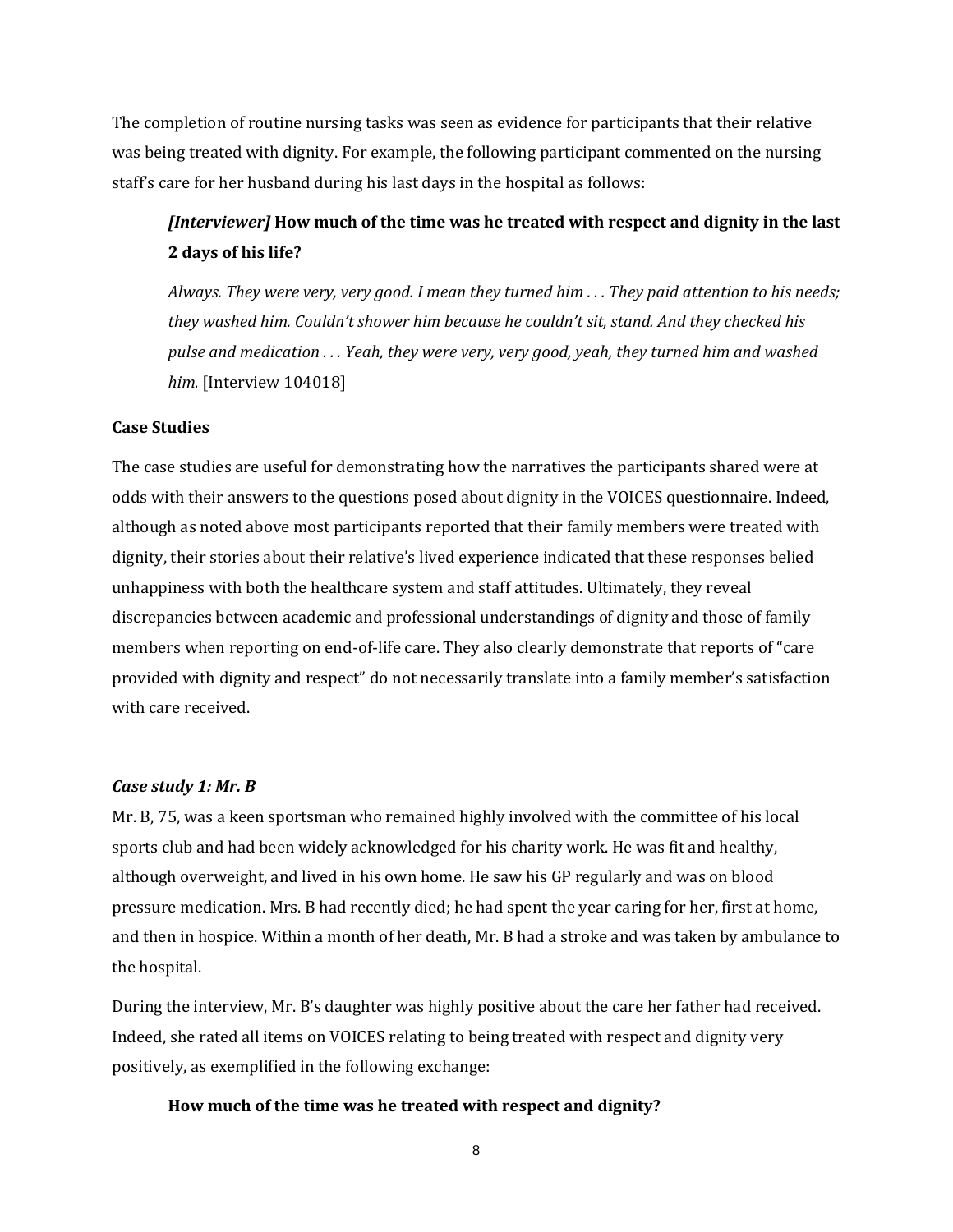The completion of routine nursing tasks was seen as evidence for participants that their relative was being treated with dignity. For example, the following participant commented on the nursing staff's care for her husband during his last days in the hospital as follows:

> ***[Interviewer]* How much of the time was he treated with respect and dignity in the last 2 days of his life?**
>
> *Always. They were very, very good. I mean they turned him . . . They paid attention to his needs; they washed him. Couldn't shower him because he couldn't sit, stand. And they checked his pulse and medication . . . Yeah, they were very, very good, yeah, they turned him and washed him.* [Interview 104018]

### Case Studies

The case studies are useful for demonstrating how the narratives the participants shared were at odds with their answers to the questions posed about dignity in the VOICES questionnaire. Indeed, although as noted above most participants reported that their family members were treated with dignity, their stories about their relative's lived experience indicated that these responses belied unhappiness with both the healthcare system and staff attitudes. Ultimately, they reveal discrepancies between academic and professional understandings of dignity and those of family members when reporting on end-of-life care. They also clearly demonstrate that reports of "care provided with dignity and respect" do not necessarily translate into a family member's satisfaction with care received.

#### *Case study 1: Mr. B*

Mr. B, 75, was a keen sportsman who remained highly involved with the committee of his local sports club and had been widely acknowledged for his charity work. He was fit and healthy, although overweight, and lived in his own home. He saw his GP regularly and was on blood pressure medication. Mrs. B had recently died; he had spent the year caring for her, first at home, and then in hospice. Within a month of her death, Mr. B had a stroke and was taken by ambulance to the hospital.

During the interview, Mr. B's daughter was highly positive about the care her father had received. Indeed, she rated all items on VOICES relating to being treated with respect and dignity very positively, as exemplified in the following exchange:

> **How much of the time was he treated with respect and dignity?**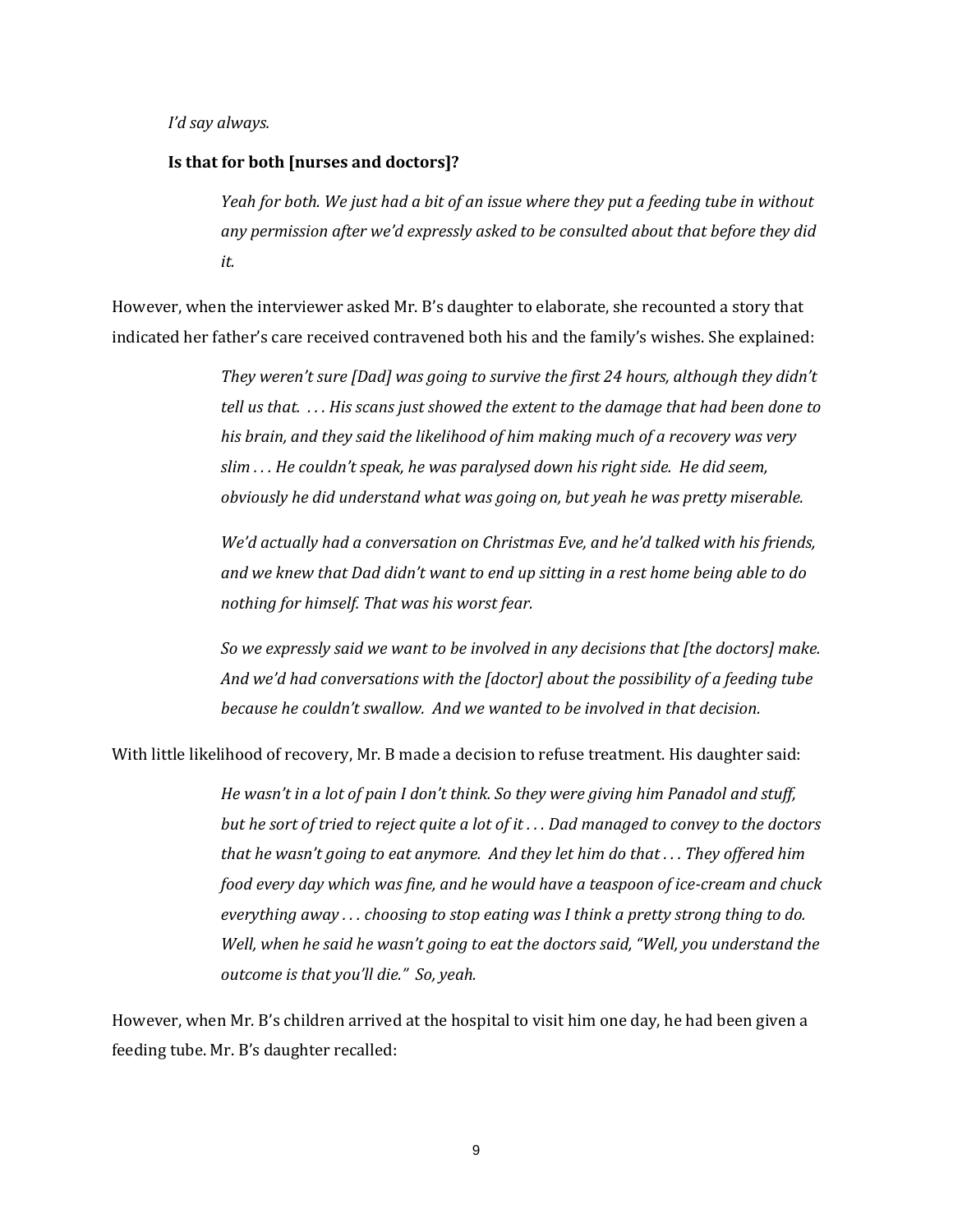*I'd say always.*

**Is that for both [nurses and doctors]?**

> *Yeah for both. We just had a bit of an issue where they put a feeding tube in without any permission after we'd expressly asked to be consulted about that before they did it.*

However, when the interviewer asked Mr. B's daughter to elaborate, she recounted a story that indicated her father's care received contravened both his and the family's wishes. She explained:

> *They weren't sure [Dad] was going to survive the first 24 hours, although they didn't tell us that. . . . His scans just showed the extent to the damage that had been done to his brain, and they said the likelihood of him making much of a recovery was very slim . . . He couldn't speak, he was paralysed down his right side. He did seem, obviously he did understand what was going on, but yeah he was pretty miserable.*
>
> *We'd actually had a conversation on Christmas Eve, and he'd talked with his friends, and we knew that Dad didn't want to end up sitting in a rest home being able to do nothing for himself. That was his worst fear.*
>
> *So we expressly said we want to be involved in any decisions that [the doctors] make. And we'd had conversations with the [doctor] about the possibility of a feeding tube because he couldn't swallow. And we wanted to be involved in that decision.*

With little likelihood of recovery, Mr. B made a decision to refuse treatment. His daughter said:

> *He wasn't in a lot of pain I don't think. So they were giving him Panadol and stuff, but he sort of tried to reject quite a lot of it . . . Dad managed to convey to the doctors that he wasn't going to eat anymore. And they let him do that . . . They offered him food every day which was fine, and he would have a teaspoon of ice-cream and chuck everything away . . . choosing to stop eating was I think a pretty strong thing to do. Well, when he said he wasn't going to eat the doctors said, "Well, you understand the outcome is that you'll die." So, yeah.*

However, when Mr. B's children arrived at the hospital to visit him one day, he had been given a feeding tube. Mr. B's daughter recalled: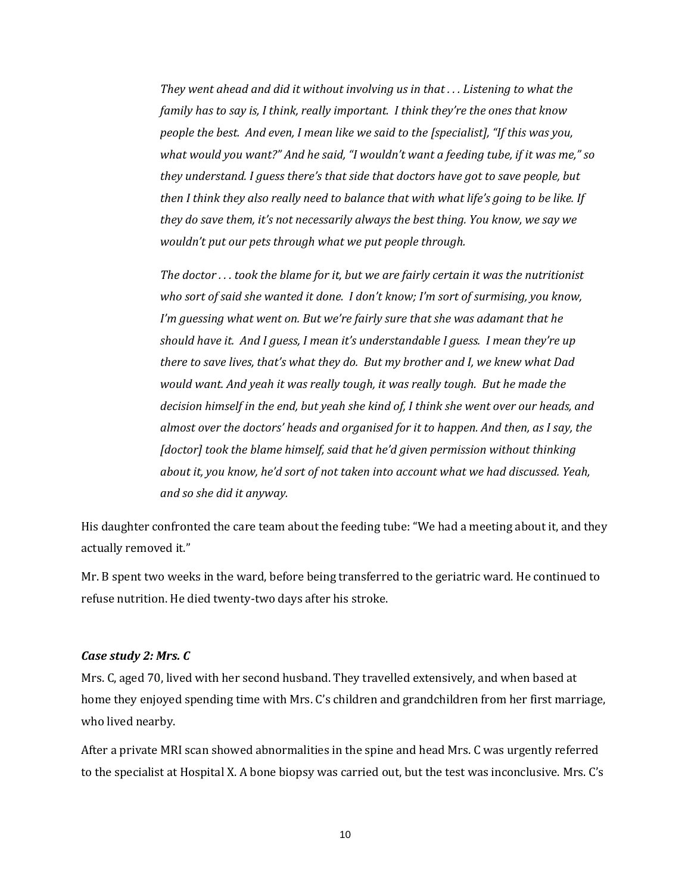> *They went ahead and did it without involving us in that . . . Listening to what the family has to say is, I think, really important. I think they're the ones that know people the best. And even, I mean like we said to the [specialist], "If this was you, what would you want?" And he said, "I wouldn't want a feeding tube, if it was me," so they understand. I guess there's that side that doctors have got to save people, but then I think they also really need to balance that with what life's going to be like. If they do save them, it's not necessarily always the best thing. You know, we say we wouldn't put our pets through what we put people through.*
>
> *The doctor . . . took the blame for it, but we are fairly certain it was the nutritionist who sort of said she wanted it done. I don't know; I'm sort of surmising, you know, I'm guessing what went on. But we're fairly sure that she was adamant that he should have it. And I guess, I mean it's understandable I guess. I mean they're up there to save lives, that's what they do. But my brother and I, we knew what Dad would want. And yeah it was really tough, it was really tough. But he made the decision himself in the end, but yeah she kind of, I think she went over our heads, and almost over the doctors' heads and organised for it to happen. And then, as I say, the [doctor] took the blame himself, said that he'd given permission without thinking about it, you know, he'd sort of not taken into account what we had discussed. Yeah, and so she did it anyway.*

His daughter confronted the care team about the feeding tube: "We had a meeting about it, and they actually removed it."

Mr. B spent two weeks in the ward, before being transferred to the geriatric ward. He continued to refuse nutrition. He died twenty-two days after his stroke.

### *Case study 2: Mrs. C*

Mrs. C, aged 70, lived with her second husband. They travelled extensively, and when based at home they enjoyed spending time with Mrs. C's children and grandchildren from her first marriage, who lived nearby.

After a private MRI scan showed abnormalities in the spine and head Mrs. C was urgently referred to the specialist at Hospital X. A bone biopsy was carried out, but the test was inconclusive. Mrs. C's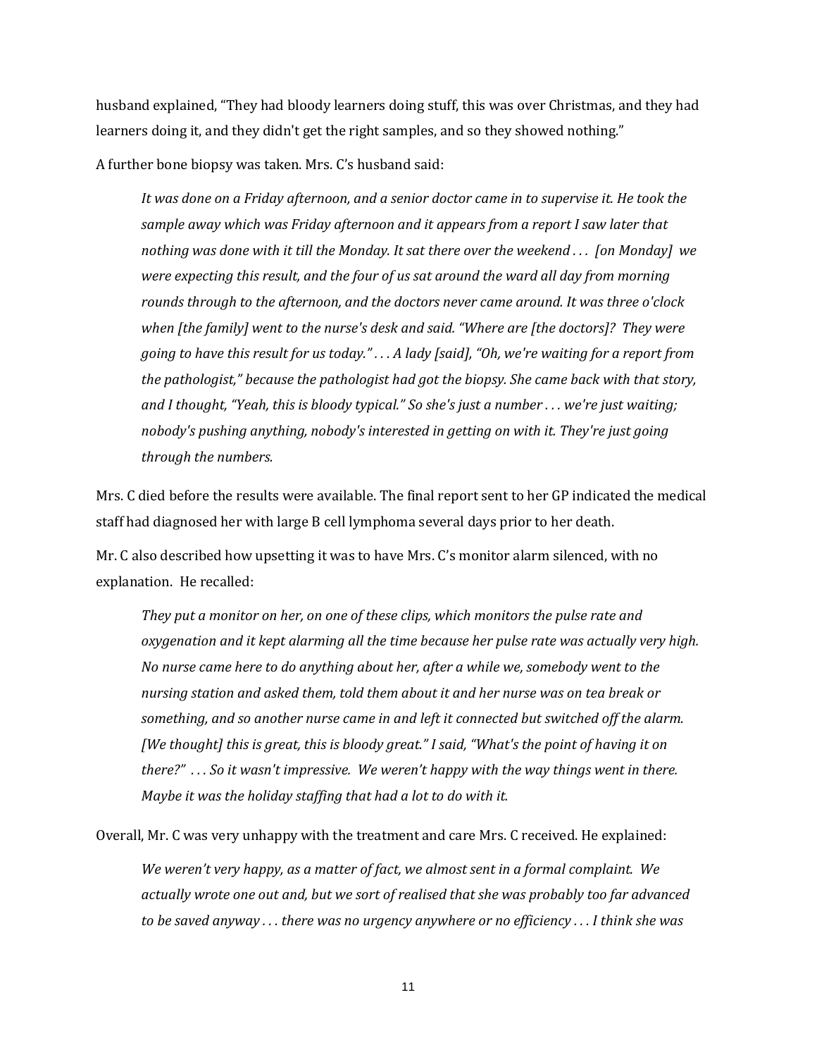husband explained, "They had bloody learners doing stuff, this was over Christmas, and they had learners doing it, and they didn't get the right samples, and so they showed nothing."

A further bone biopsy was taken. Mrs. C's husband said:

> *It was done on a Friday afternoon, and a senior doctor came in to supervise it. He took the sample away which was Friday afternoon and it appears from a report I saw later that nothing was done with it till the Monday. It sat there over the weekend . . . [on Monday] we were expecting this result, and the four of us sat around the ward all day from morning rounds through to the afternoon, and the doctors never came around. It was three o'clock when [the family] went to the nurse's desk and said. "Where are [the doctors]? They were going to have this result for us today." . . . A lady [said], "Oh, we're waiting for a report from the pathologist," because the pathologist had got the biopsy. She came back with that story, and I thought, "Yeah, this is bloody typical." So she's just a number . . . we're just waiting; nobody's pushing anything, nobody's interested in getting on with it. They're just going through the numbers.*

Mrs. C died before the results were available. The final report sent to her GP indicated the medical staff had diagnosed her with large B cell lymphoma several days prior to her death.

Mr. C also described how upsetting it was to have Mrs. C's monitor alarm silenced, with no explanation. He recalled:

> *They put a monitor on her, on one of these clips, which monitors the pulse rate and oxygenation and it kept alarming all the time because her pulse rate was actually very high. No nurse came here to do anything about her, after a while we, somebody went to the nursing station and asked them, told them about it and her nurse was on tea break or something, and so another nurse came in and left it connected but switched off the alarm. [We thought] this is great, this is bloody great." I said, "What's the point of having it on there?" . . . So it wasn't impressive. We weren't happy with the way things went in there. Maybe it was the holiday staffing that had a lot to do with it.*

Overall, Mr. C was very unhappy with the treatment and care Mrs. C received. He explained:

> *We weren't very happy, as a matter of fact, we almost sent in a formal complaint. We actually wrote one out and, but we sort of realised that she was probably too far advanced to be saved anyway . . . there was no urgency anywhere or no efficiency . . . I think she was*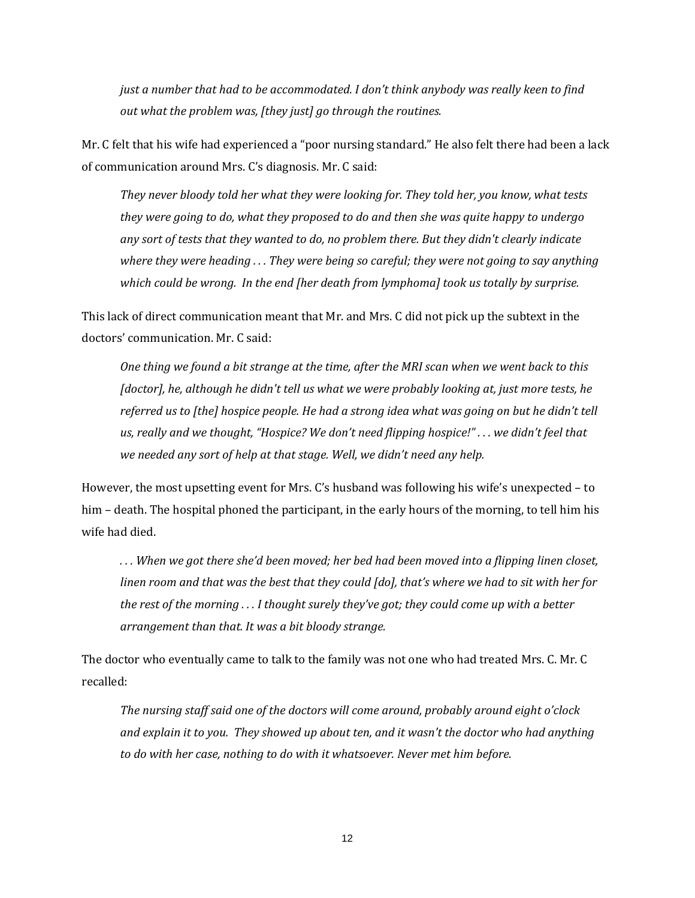*just a number that had to be accommodated. I don't think anybody was really keen to find out what the problem was, [they just] go through the routines.*

Mr. C felt that his wife had experienced a "poor nursing standard." He also felt there had been a lack of communication around Mrs. C's diagnosis. Mr. C said:

*They never bloody told her what they were looking for. They told her, you know, what tests they were going to do, what they proposed to do and then she was quite happy to undergo any sort of tests that they wanted to do, no problem there. But they didn't clearly indicate where they were heading . . . They were being so careful; they were not going to say anything which could be wrong. In the end [her death from lymphoma] took us totally by surprise.*

This lack of direct communication meant that Mr. and Mrs. C did not pick up the subtext in the doctors' communication. Mr. C said:

*One thing we found a bit strange at the time, after the MRI scan when we went back to this [doctor], he, although he didn't tell us what we were probably looking at, just more tests, he referred us to [the] hospice people. He had a strong idea what was going on but he didn't tell us, really and we thought, "Hospice? We don't need flipping hospice!" . . . we didn't feel that we needed any sort of help at that stage. Well, we didn't need any help.*

However, the most upsetting event for Mrs. C's husband was following his wife's unexpected – to him – death. The hospital phoned the participant, in the early hours of the morning, to tell him his wife had died.

*. . . When we got there she'd been moved; her bed had been moved into a flipping linen closet, linen room and that was the best that they could [do], that's where we had to sit with her for the rest of the morning . . . I thought surely they've got; they could come up with a better arrangement than that. It was a bit bloody strange.*

The doctor who eventually came to talk to the family was not one who had treated Mrs. C. Mr. C recalled:

*The nursing staff said one of the doctors will come around, probably around eight o'clock and explain it to you. They showed up about ten, and it wasn't the doctor who had anything to do with her case, nothing to do with it whatsoever. Never met him before.*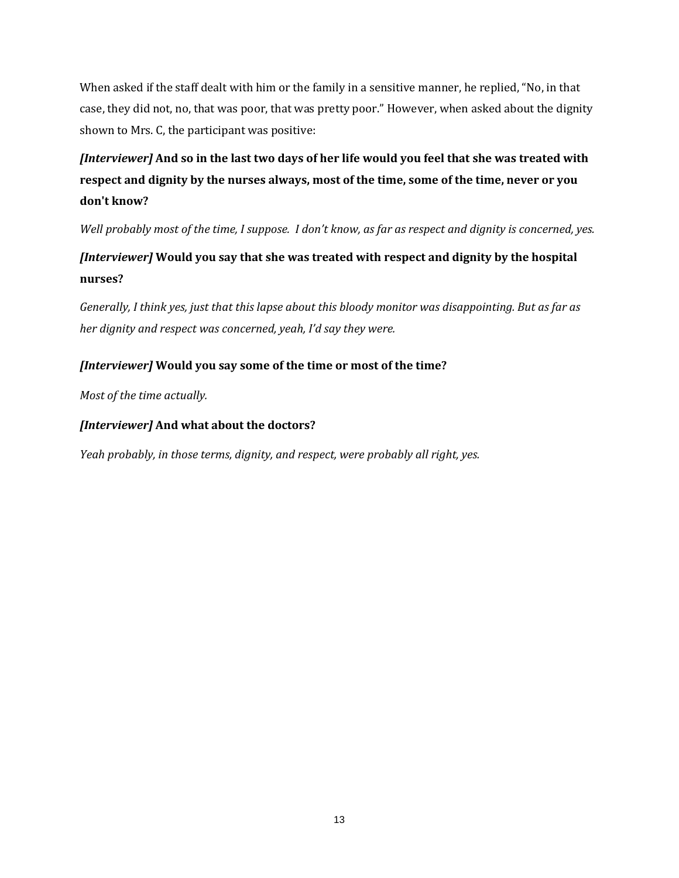When asked if the staff dealt with him or the family in a sensitive manner, he replied, "No, in that case, they did not, no, that was poor, that was pretty poor." However, when asked about the dignity shown to Mrs. C, the participant was positive:

***[Interviewer]* And so in the last two days of her life would you feel that she was treated with respect and dignity by the nurses always, most of the time, some of the time, never or you don't know?**

*Well probably most of the time, I suppose. I don't know, as far as respect and dignity is concerned, yes.*

***[Interviewer]* Would you say that she was treated with respect and dignity by the hospital nurses?**

*Generally, I think yes, just that this lapse about this bloody monitor was disappointing. But as far as her dignity and respect was concerned, yeah, I'd say they were.*

***[Interviewer]* Would you say some of the time or most of the time?**

*Most of the time actually.*

***[Interviewer]* And what about the doctors?**

*Yeah probably, in those terms, dignity, and respect, were probably all right, yes.*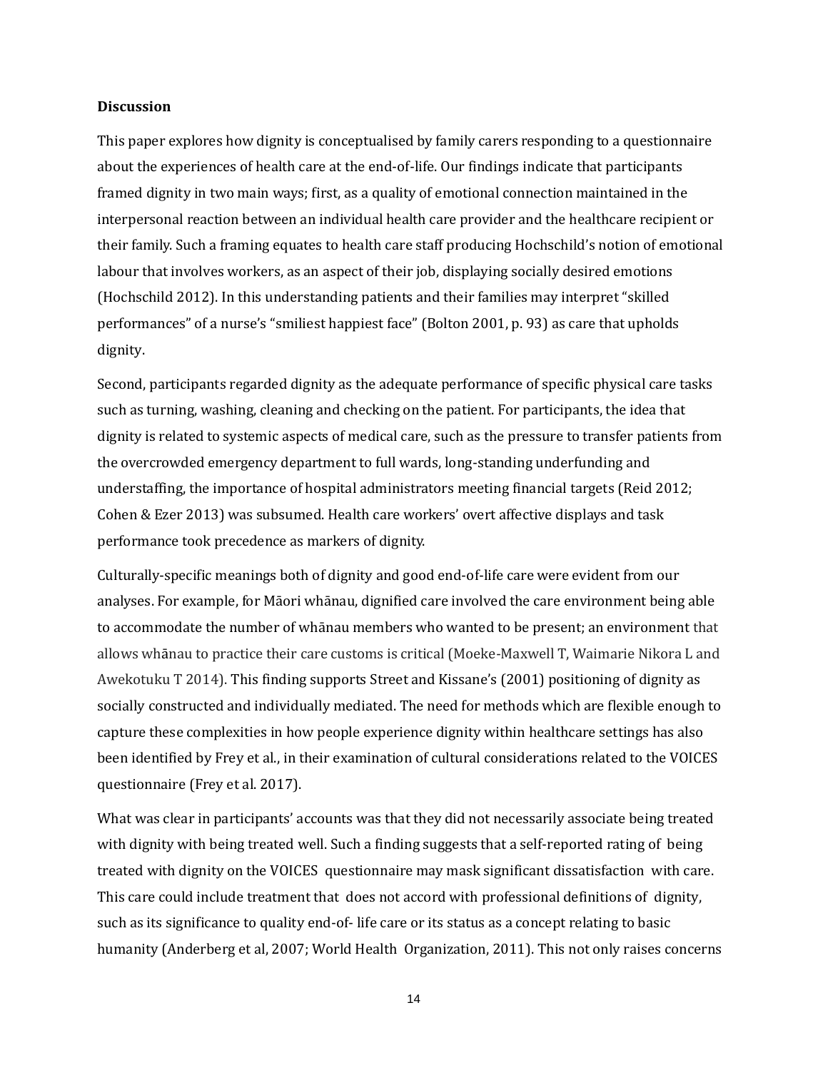**Discussion**

This paper explores how dignity is conceptualised by family carers responding to a questionnaire about the experiences of health care at the end-of-life. Our findings indicate that participants framed dignity in two main ways; first, as a quality of emotional connection maintained in the interpersonal reaction between an individual health care provider and the healthcare recipient or their family. Such a framing equates to health care staff producing Hochschild's notion of emotional labour that involves workers, as an aspect of their job, displaying socially desired emotions (Hochschild 2012). In this understanding patients and their families may interpret "skilled performances" of a nurse's "smiliest happiest face" (Bolton 2001, p. 93) as care that upholds dignity.

Second, participants regarded dignity as the adequate performance of specific physical care tasks such as turning, washing, cleaning and checking on the patient. For participants, the idea that dignity is related to systemic aspects of medical care, such as the pressure to transfer patients from the overcrowded emergency department to full wards, long-standing underfunding and understaffing, the importance of hospital administrators meeting financial targets (Reid 2012; Cohen & Ezer 2013) was subsumed. Health care workers' overt affective displays and task performance took precedence as markers of dignity.

Culturally-specific meanings both of dignity and good end-of-life care were evident from our analyses. For example, for Māori whānau, dignified care involved the care environment being able to accommodate the number of whānau members who wanted to be present; an environment that allows whānau to practice their care customs is critical (Moeke-Maxwell T, Waimarie Nikora L and Awekotuku T 2014). This finding supports Street and Kissane's (2001) positioning of dignity as socially constructed and individually mediated. The need for methods which are flexible enough to capture these complexities in how people experience dignity within healthcare settings has also been identified by Frey et al., in their examination of cultural considerations related to the VOICES questionnaire (Frey et al. 2017).

What was clear in participants' accounts was that they did not necessarily associate being treated with dignity with being treated well. Such a finding suggests that a self-reported rating of being treated with dignity on the VOICES questionnaire may mask significant dissatisfaction with care. This care could include treatment that does not accord with professional definitions of dignity, such as its significance to quality end-of- life care or its status as a concept relating to basic humanity (Anderberg et al, 2007; World Health Organization, 2011). This not only raises concerns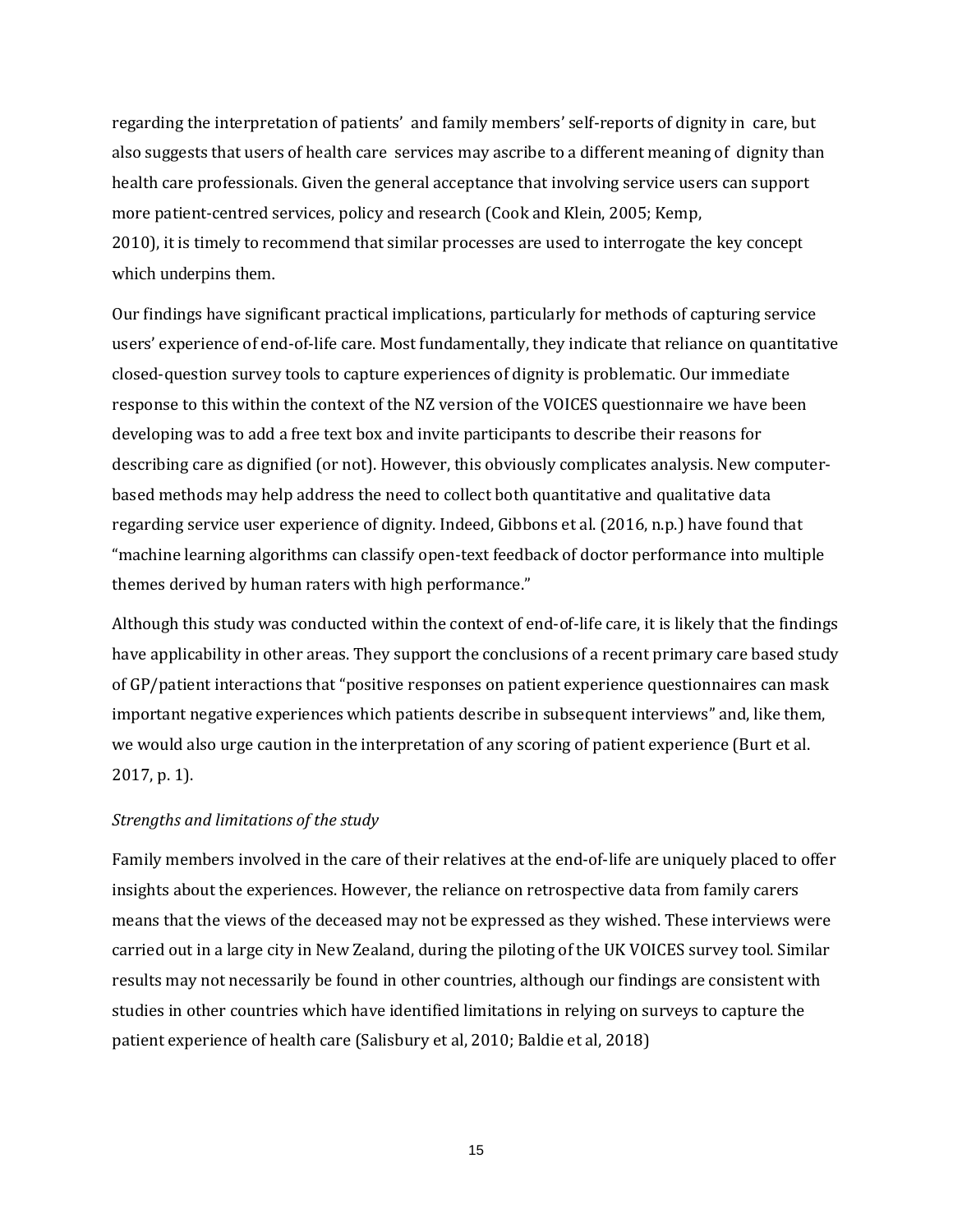regarding the interpretation of patients' and family members' self-reports of dignity in care, but also suggests that users of health care services may ascribe to a different meaning of dignity than health care professionals. Given the general acceptance that involving service users can support more patient-centred services, policy and research (Cook and Klein, 2005; Kemp, 2010), it is timely to recommend that similar processes are used to interrogate the key concept which underpins them.

Our findings have significant practical implications, particularly for methods of capturing service users' experience of end-of-life care. Most fundamentally, they indicate that reliance on quantitative closed-question survey tools to capture experiences of dignity is problematic. Our immediate response to this within the context of the NZ version of the VOICES questionnaire we have been developing was to add a free text box and invite participants to describe their reasons for describing care as dignified (or not). However, this obviously complicates analysis. New computer-based methods may help address the need to collect both quantitative and qualitative data regarding service user experience of dignity. Indeed, Gibbons et al. (2016, n.p.) have found that "machine learning algorithms can classify open-text feedback of doctor performance into multiple themes derived by human raters with high performance."

Although this study was conducted within the context of end-of-life care, it is likely that the findings have applicability in other areas. They support the conclusions of a recent primary care based study of GP/patient interactions that "positive responses on patient experience questionnaires can mask important negative experiences which patients describe in subsequent interviews" and, like them, we would also urge caution in the interpretation of any scoring of patient experience (Burt et al. 2017, p. 1).

*Strengths and limitations of the study*

Family members involved in the care of their relatives at the end-of-life are uniquely placed to offer insights about the experiences. However, the reliance on retrospective data from family carers means that the views of the deceased may not be expressed as they wished. These interviews were carried out in a large city in New Zealand, during the piloting of the UK VOICES survey tool. Similar results may not necessarily be found in other countries, although our findings are consistent with studies in other countries which have identified limitations in relying on surveys to capture the patient experience of health care (Salisbury et al, 2010; Baldie et al, 2018)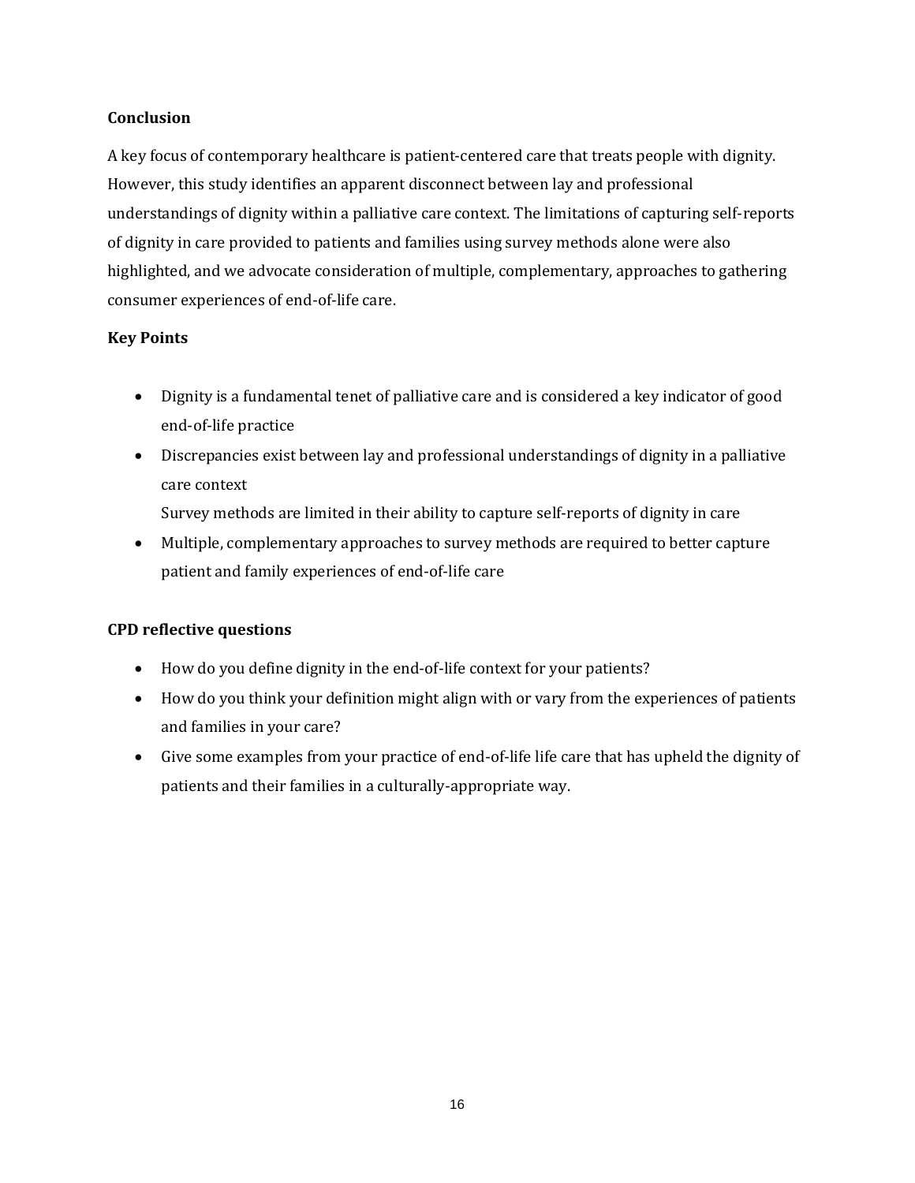## Conclusion

A key focus of contemporary healthcare is patient-centered care that treats people with dignity. However, this study identifies an apparent disconnect between lay and professional understandings of dignity within a palliative care context. The limitations of capturing self-reports of dignity in care provided to patients and families using survey methods alone were also highlighted, and we advocate consideration of multiple, complementary, approaches to gathering consumer experiences of end-of-life care.

## Key Points

- Dignity is a fundamental tenet of palliative care and is considered a key indicator of good end-of-life practice
- Discrepancies exist between lay and professional understandings of dignity in a palliative care context
  Survey methods are limited in their ability to capture self-reports of dignity in care
- Multiple, complementary approaches to survey methods are required to better capture patient and family experiences of end-of-life care

## CPD reflective questions

- How do you define dignity in the end-of-life context for your patients?
- How do you think your definition might align with or vary from the experiences of patients and families in your care?
- Give some examples from your practice of end-of-life life care that has upheld the dignity of patients and their families in a culturally-appropriate way.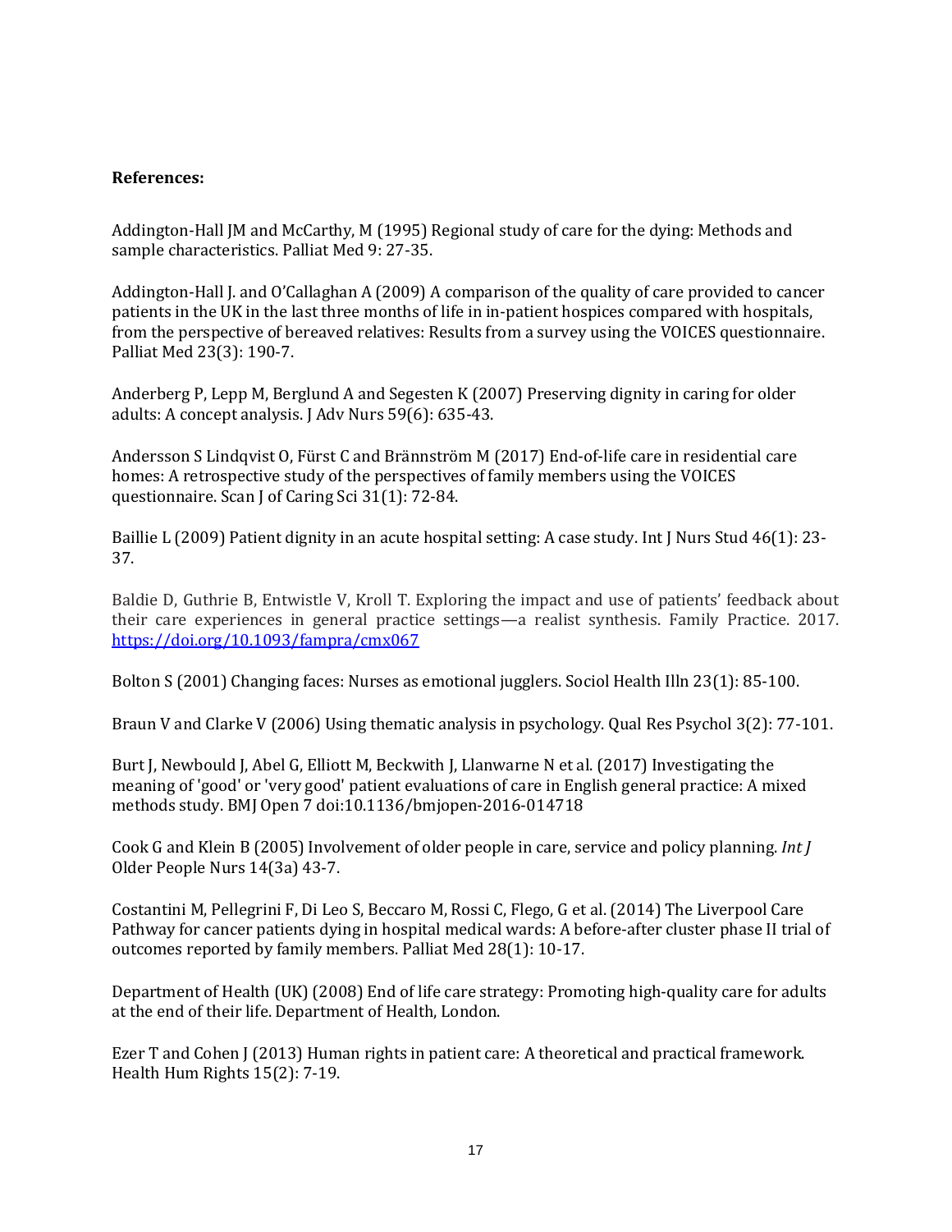**References:**

Addington-Hall JM and McCarthy, M (1995) Regional study of care for the dying: Methods and sample characteristics. Palliat Med 9: 27-35.

Addington-Hall J. and O'Callaghan A (2009) A comparison of the quality of care provided to cancer patients in the UK in the last three months of life in in-patient hospices compared with hospitals, from the perspective of bereaved relatives: Results from a survey using the VOICES questionnaire. Palliat Med 23(3): 190-7.

Anderberg P, Lepp M, Berglund A and Segesten K (2007) Preserving dignity in caring for older adults: A concept analysis. J Adv Nurs 59(6): 635-43.

Andersson S Lindqvist O, Fürst C and Brännström M (2017) End-of-life care in residential care homes: A retrospective study of the perspectives of family members using the VOICES questionnaire. Scan J of Caring Sci 31(1): 72-84.

Baillie L (2009) Patient dignity in an acute hospital setting: A case study. Int J Nurs Stud 46(1): 23-37.

Baldie D, Guthrie B, Entwistle V, Kroll T. Exploring the impact and use of patients' feedback about their care experiences in general practice settings—a realist synthesis. Family Practice. 2017. https://doi.org/10.1093/fampra/cmx067

Bolton S (2001) Changing faces: Nurses as emotional jugglers. Sociol Health Illn 23(1): 85-100.

Braun V and Clarke V (2006) Using thematic analysis in psychology. Qual Res Psychol 3(2): 77-101.

Burt J, Newbould J, Abel G, Elliott M, Beckwith J, Llanwarne N et al. (2017) Investigating the meaning of 'good' or 'very good' patient evaluations of care in English general practice: A mixed methods study. BMJ Open 7 doi:10.1136/bmjopen-2016-014718

Cook G and Klein B (2005) Involvement of older people in care, service and policy planning. *Int J* Older People Nurs 14(3a) 43-7.

Costantini M, Pellegrini F, Di Leo S, Beccaro M, Rossi C, Flego, G et al. (2014) The Liverpool Care Pathway for cancer patients dying in hospital medical wards: A before-after cluster phase II trial of outcomes reported by family members. Palliat Med 28(1): 10-17.

Department of Health (UK) (2008) End of life care strategy: Promoting high-quality care for adults at the end of their life. Department of Health, London.

Ezer T and Cohen J (2013) Human rights in patient care: A theoretical and practical framework. Health Hum Rights 15(2): 7-19.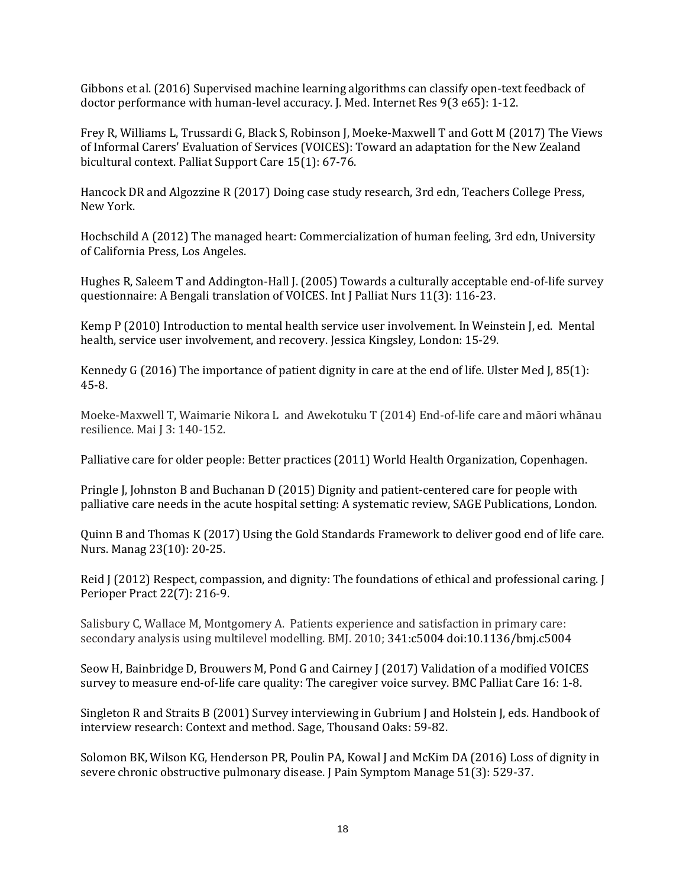Gibbons et al. (2016) Supervised machine learning algorithms can classify open-text feedback of doctor performance with human-level accuracy. J. Med. Internet Res 9(3 e65): 1-12.

Frey R, Williams L, Trussardi G, Black S, Robinson J, Moeke-Maxwell T and Gott M (2017) The Views of Informal Carers' Evaluation of Services (VOICES): Toward an adaptation for the New Zealand bicultural context. Palliat Support Care 15(1): 67-76.

Hancock DR and Algozzine R (2017) Doing case study research, 3rd edn, Teachers College Press, New York.

Hochschild A (2012) The managed heart: Commercialization of human feeling, 3rd edn, University of California Press, Los Angeles.

Hughes R, Saleem T and Addington-Hall J. (2005) Towards a culturally acceptable end-of-life survey questionnaire: A Bengali translation of VOICES. Int J Palliat Nurs 11(3): 116-23.

Kemp P (2010) Introduction to mental health service user involvement. In Weinstein J, ed. Mental health, service user involvement, and recovery. Jessica Kingsley, London: 15-29.

Kennedy G (2016) The importance of patient dignity in care at the end of life. Ulster Med J, 85(1): 45-8.

Moeke-Maxwell T, Waimarie Nikora L and Awekotuku T (2014) End-of-life care and māori whānau resilience. Mai J 3: 140-152.

Palliative care for older people: Better practices (2011) World Health Organization, Copenhagen.

Pringle J, Johnston B and Buchanan D (2015) Dignity and patient-centered care for people with palliative care needs in the acute hospital setting: A systematic review, SAGE Publications, London.

Quinn B and Thomas K (2017) Using the Gold Standards Framework to deliver good end of life care. Nurs. Manag 23(10): 20-25.

Reid J (2012) Respect, compassion, and dignity: The foundations of ethical and professional caring. J Perioper Pract 22(7): 216-9.

Salisbury C, Wallace M, Montgomery A. Patients experience and satisfaction in primary care: secondary analysis using multilevel modelling. BMJ. 2010; 341:c5004 doi:10.1136/bmj.c5004

Seow H, Bainbridge D, Brouwers M, Pond G and Cairney J (2017) Validation of a modified VOICES survey to measure end-of-life care quality: The caregiver voice survey. BMC Palliat Care 16: 1-8.

Singleton R and Straits B (2001) Survey interviewing in Gubrium J and Holstein J, eds. Handbook of interview research: Context and method. Sage, Thousand Oaks: 59-82.

Solomon BK, Wilson KG, Henderson PR, Poulin PA, Kowal J and McKim DA (2016) Loss of dignity in severe chronic obstructive pulmonary disease. J Pain Symptom Manage 51(3): 529-37.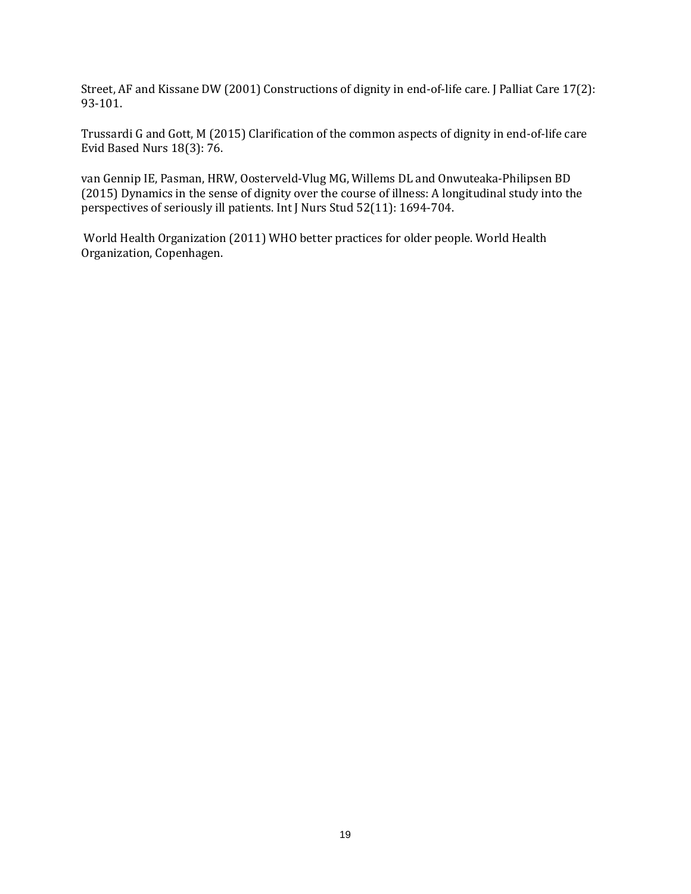Street, AF and Kissane DW (2001) Constructions of dignity in end-of-life care. J Palliat Care 17(2): 93-101.

Trussardi G and Gott, M (2015) Clarification of the common aspects of dignity in end-of-life care Evid Based Nurs 18(3): 76.

van Gennip IE, Pasman, HRW, Oosterveld-Vlug MG, Willems DL and Onwuteaka-Philipsen BD (2015) Dynamics in the sense of dignity over the course of illness: A longitudinal study into the perspectives of seriously ill patients. Int J Nurs Stud 52(11): 1694-704.

World Health Organization (2011) WHO better practices for older people. World Health Organization, Copenhagen.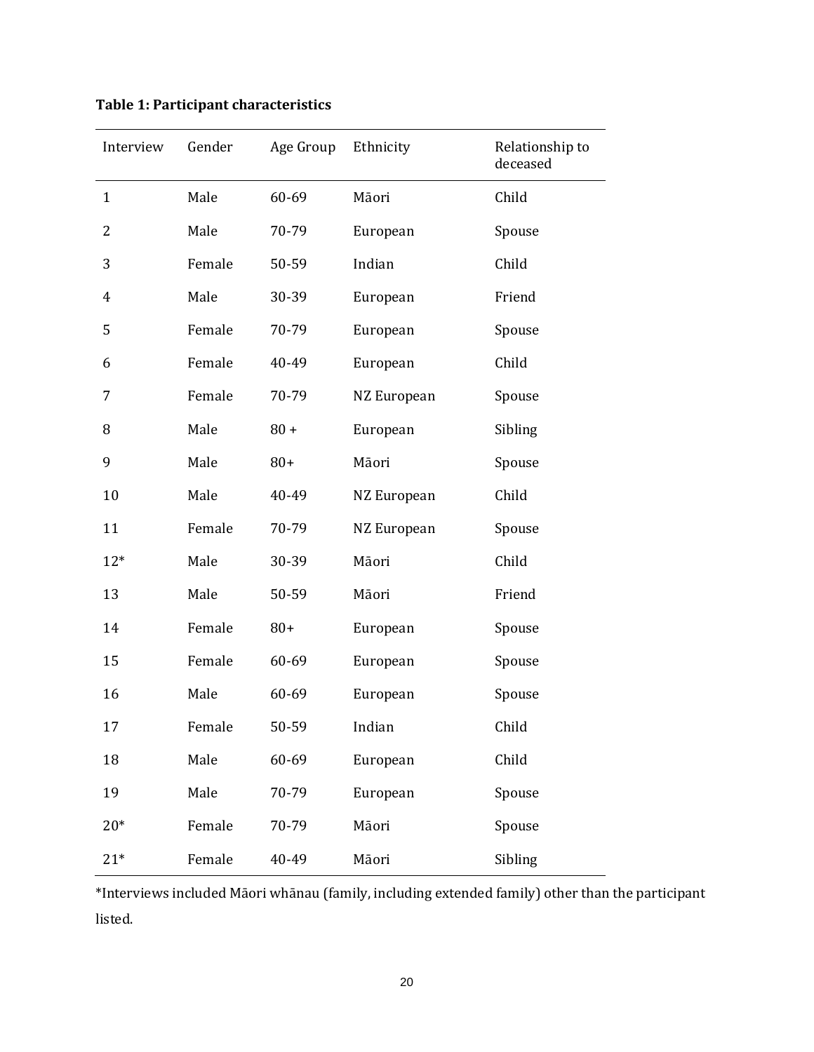**Table 1: Participant characteristics**

| Interview | Gender | Age Group | Ethnicity | Relationship to deceased |
|---|---|---|---|---|
| 1 | Male | 60-69 | Māori | Child |
| 2 | Male | 70-79 | European | Spouse |
| 3 | Female | 50-59 | Indian | Child |
| 4 | Male | 30-39 | European | Friend |
| 5 | Female | 70-79 | European | Spouse |
| 6 | Female | 40-49 | European | Child |
| 7 | Female | 70-79 | NZ European | Spouse |
| 8 | Male | 80 + | European | Sibling |
| 9 | Male | 80+ | Māori | Spouse |
| 10 | Male | 40-49 | NZ European | Child |
| 11 | Female | 70-79 | NZ European | Spouse |
| 12* | Male | 30-39 | Māori | Child |
| 13 | Male | 50-59 | Māori | Friend |
| 14 | Female | 80+ | European | Spouse |
| 15 | Female | 60-69 | European | Spouse |
| 16 | Male | 60-69 | European | Spouse |
| 17 | Female | 50-59 | Indian | Child |
| 18 | Male | 60-69 | European | Child |
| 19 | Male | 70-79 | European | Spouse |
| 20* | Female | 70-79 | Māori | Spouse |
| 21* | Female | 40-49 | Māori | Sibling |

*Interviews included Māori whānau (family, including extended family) other than the participant listed.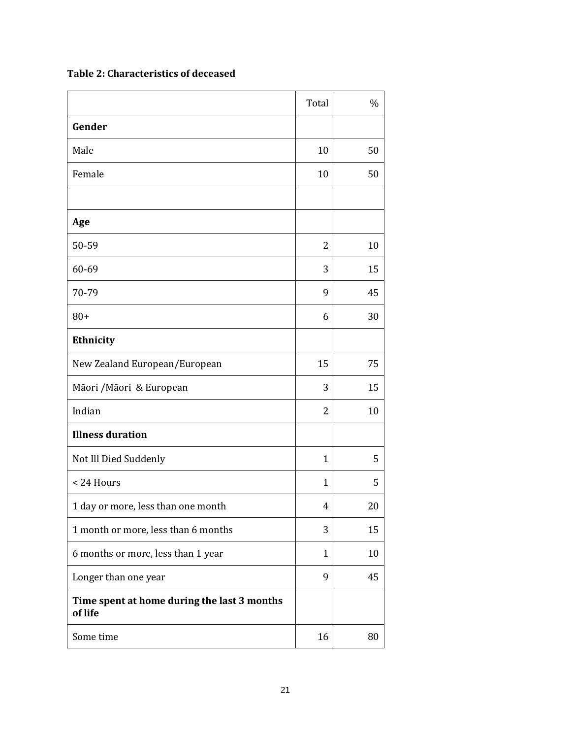**Table 2: Characteristics of deceased**

| | Total | % |
|---|---|---|
| **Gender** | | |
| Male | 10 | 50 |
| Female | 10 | 50 |
| | | |
| **Age** | | |
| 50-59 | 2 | 10 |
| 60-69 | 3 | 15 |
| 70-79 | 9 | 45 |
| 80+ | 6 | 30 |
| **Ethnicity** | | |
| New Zealand European/European | 15 | 75 |
| Māori /Māori & European | 3 | 15 |
| Indian | 2 | 10 |
| **Illness duration** | | |
| Not Ill Died Suddenly | 1 | 5 |
| < 24 Hours | 1 | 5 |
| 1 day or more, less than one month | 4 | 20 |
| 1 month or more, less than 6 months | 3 | 15 |
| 6 months or more, less than 1 year | 1 | 10 |
| Longer than one year | 9 | 45 |
| **Time spent at home during the last 3 months of life** | | |
| Some time | 16 | 80 |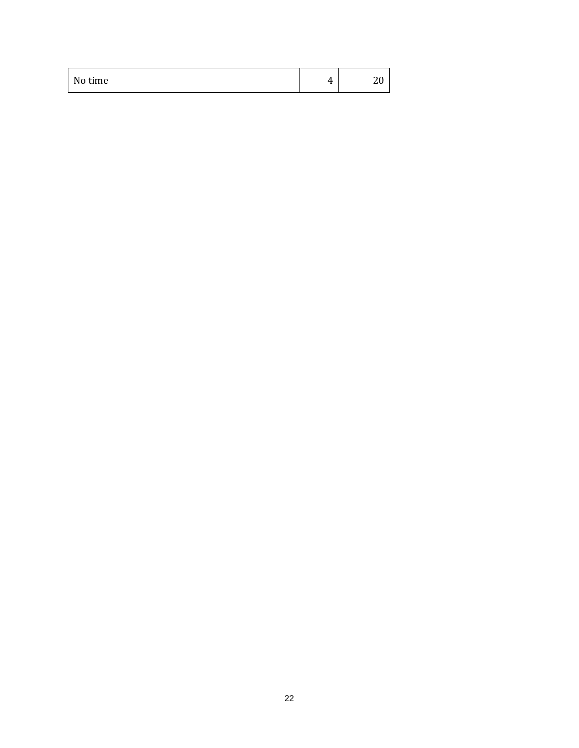| | | |
|---|---|---|
| No time | 4 | 20 |